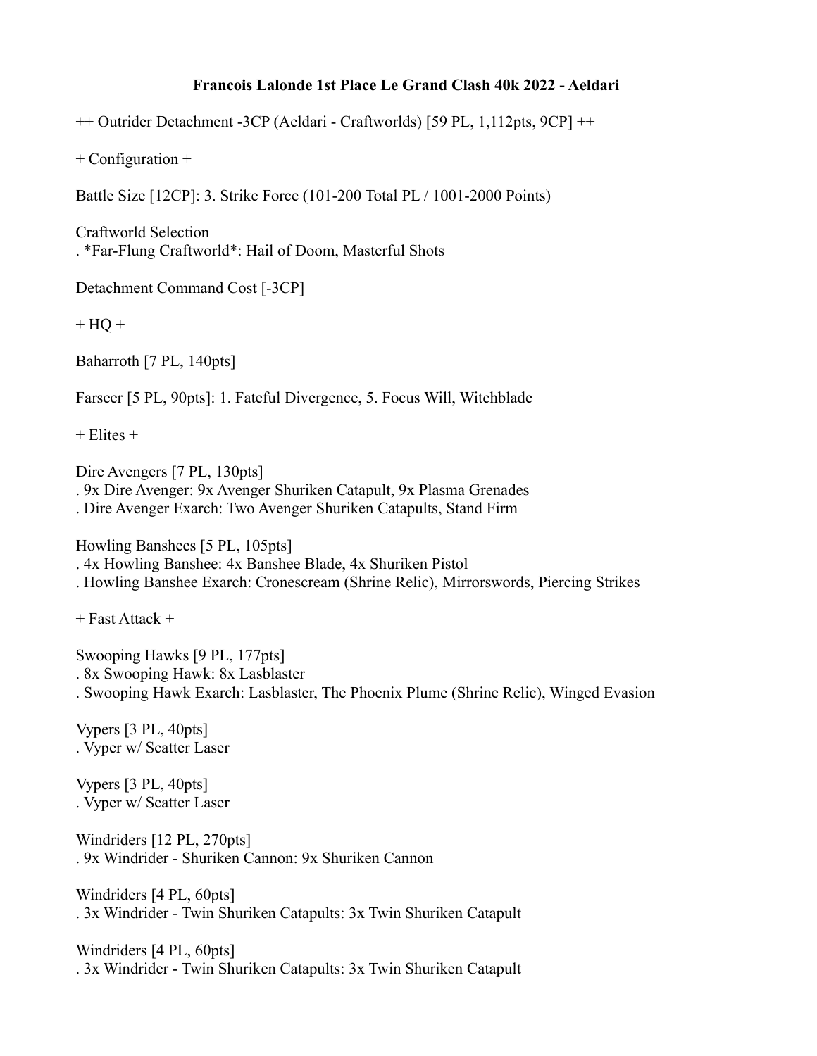**Francois Lalonde 1st Place Le Grand Clash 40k 2022 - Aeldari**

++ Outrider Detachment -3CP (Aeldari - Craftworlds) [59 PL, 1,112pts, 9CP] ++

+ Configuration +

Battle Size [12CP]: 3. Strike Force (101-200 Total PL / 1001-2000 Points)

Craftworld Selection
. *Far-Flung Craftworld*: Hail of Doom, Masterful Shots

Detachment Command Cost [-3CP]

+ HQ +

Baharroth [7 PL, 140pts]

Farseer [5 PL, 90pts]: 1. Fateful Divergence, 5. Focus Will, Witchblade

+ Elites +

Dire Avengers [7 PL, 130pts]
. 9x Dire Avenger: 9x Avenger Shuriken Catapult, 9x Plasma Grenades
. Dire Avenger Exarch: Two Avenger Shuriken Catapults, Stand Firm

Howling Banshees [5 PL, 105pts]
. 4x Howling Banshee: 4x Banshee Blade, 4x Shuriken Pistol
. Howling Banshee Exarch: Cronescream (Shrine Relic), Mirrorswords, Piercing Strikes

+ Fast Attack +

Swooping Hawks [9 PL, 177pts]
. 8x Swooping Hawk: 8x Lasblaster
. Swooping Hawk Exarch: Lasblaster, The Phoenix Plume (Shrine Relic), Winged Evasion

Vypers [3 PL, 40pts]
. Vyper w/ Scatter Laser

Vypers [3 PL, 40pts]
. Vyper w/ Scatter Laser

Windriders [12 PL, 270pts]
. 9x Windrider - Shuriken Cannon: 9x Shuriken Cannon

Windriders [4 PL, 60pts]
. 3x Windrider - Twin Shuriken Catapults: 3x Twin Shuriken Catapult

Windriders [4 PL, 60pts]
. 3x Windrider - Twin Shuriken Catapults: 3x Twin Shuriken Catapult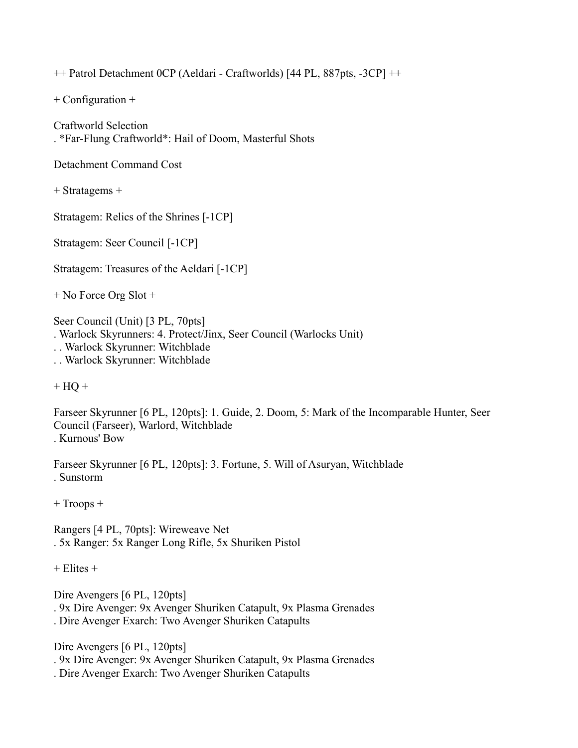++ Patrol Detachment 0CP (Aeldari - Craftworlds) [44 PL, 887pts, -3CP] ++

+ Configuration +

Craftworld Selection
. *Far-Flung Craftworld*: Hail of Doom, Masterful Shots

Detachment Command Cost

+ Stratagems +

Stratagem: Relics of the Shrines [-1CP]

Stratagem: Seer Council [-1CP]

Stratagem: Treasures of the Aeldari [-1CP]

+ No Force Org Slot +

Seer Council (Unit) [3 PL, 70pts]
. Warlock Skyrunners: 4. Protect/Jinx, Seer Council (Warlocks Unit)
. . Warlock Skyrunner: Witchblade
. . Warlock Skyrunner: Witchblade

+ HQ +

Farseer Skyrunner [6 PL, 120pts]: 1. Guide, 2. Doom, 5: Mark of the Incomparable Hunter, Seer Council (Farseer), Warlord, Witchblade
. Kurnous' Bow

Farseer Skyrunner [6 PL, 120pts]: 3. Fortune, 5. Will of Asuryan, Witchblade
. Sunstorm

+ Troops +

Rangers [4 PL, 70pts]: Wireweave Net
. 5x Ranger: 5x Ranger Long Rifle, 5x Shuriken Pistol

+ Elites +

Dire Avengers [6 PL, 120pts]
. 9x Dire Avenger: 9x Avenger Shuriken Catapult, 9x Plasma Grenades
. Dire Avenger Exarch: Two Avenger Shuriken Catapults

Dire Avengers [6 PL, 120pts]
. 9x Dire Avenger: 9x Avenger Shuriken Catapult, 9x Plasma Grenades
. Dire Avenger Exarch: Two Avenger Shuriken Catapults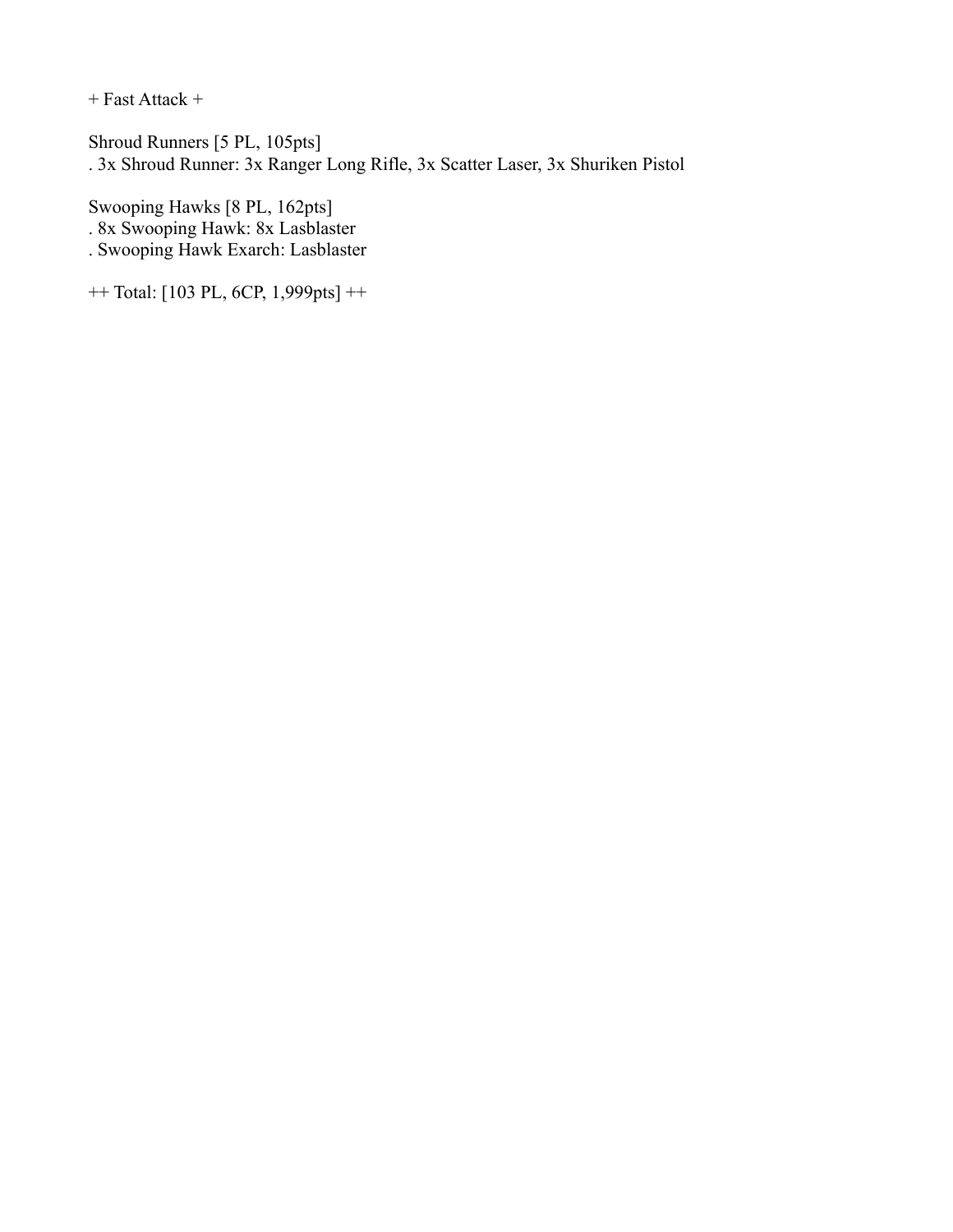+ Fast Attack +

Shroud Runners [5 PL, 105pts]
. 3x Shroud Runner: 3x Ranger Long Rifle, 3x Scatter Laser, 3x Shuriken Pistol

Swooping Hawks [8 PL, 162pts]
. 8x Swooping Hawk: 8x Lasblaster
. Swooping Hawk Exarch: Lasblaster

++ Total: [103 PL, 6CP, 1,999pts] ++